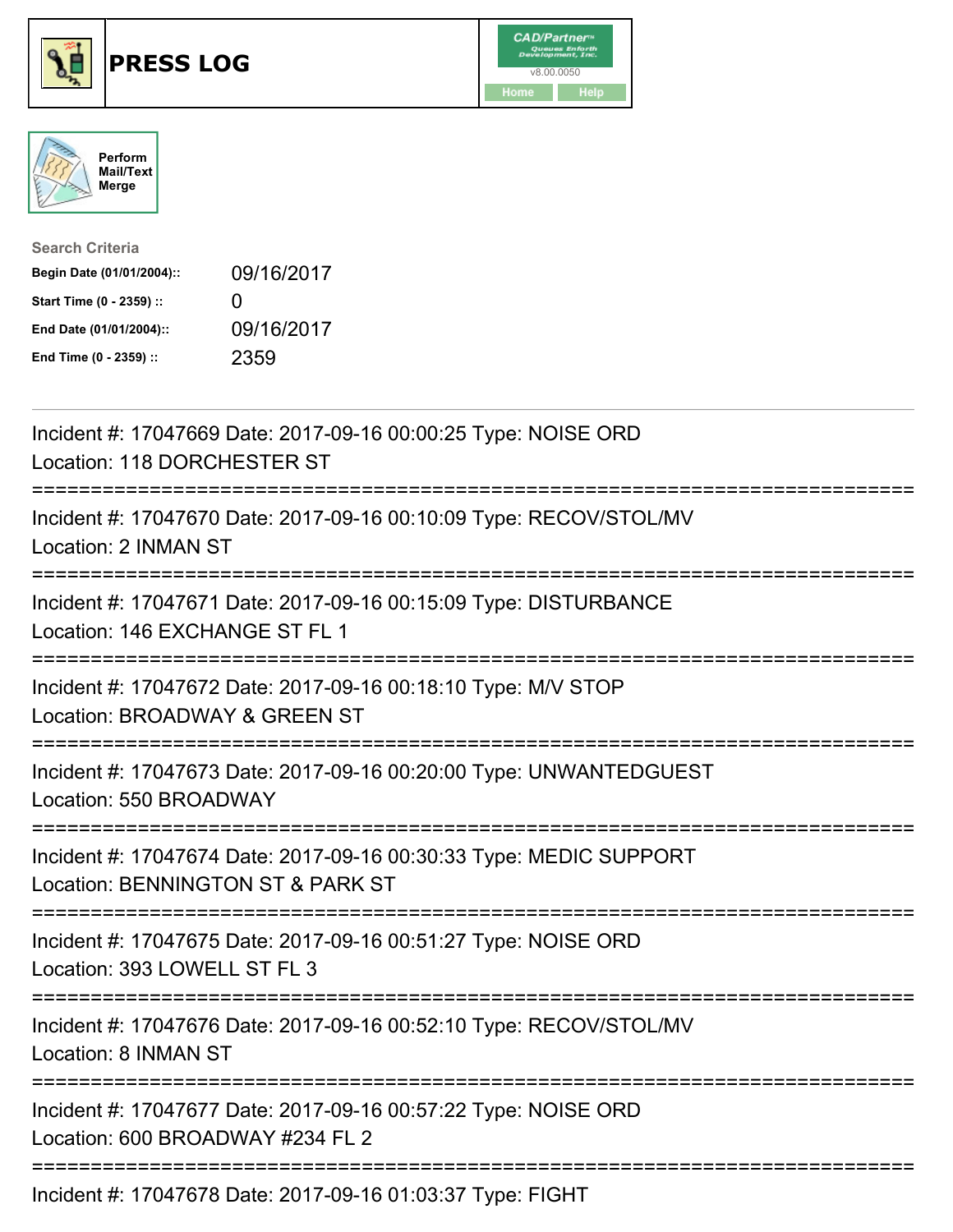# PRESS LOG

CAD/Partner
v8.00.0050
Home Help

Perform Mail/Text Merge

**Search Criteria**

| | |
|---|---|
| **Begin Date (01/01/2004)::** | 09/16/2017 |
| **Start Time (0 - 2359) ::** | 0 |
| **End Date (01/01/2004)::** | 09/16/2017 |
| **End Time (0 - 2359) ::** | 2359 |

Incident #: 17047669 Date: 2017-09-16 00:00:25 Type: NOISE ORD
Location: 118 DORCHESTER ST

===========================================================================

Incident #: 17047670 Date: 2017-09-16 00:10:09 Type: RECOV/STOL/MV
Location: 2 INMAN ST

===========================================================================

Incident #: 17047671 Date: 2017-09-16 00:15:09 Type: DISTURBANCE
Location: 146 EXCHANGE ST FL 1

===========================================================================

Incident #: 17047672 Date: 2017-09-16 00:18:10 Type: M/V STOP
Location: BROADWAY & GREEN ST

===========================================================================

Incident #: 17047673 Date: 2017-09-16 00:20:00 Type: UNWANTEDGUEST
Location: 550 BROADWAY

===========================================================================

Incident #: 17047674 Date: 2017-09-16 00:30:33 Type: MEDIC SUPPORT
Location: BENNINGTON ST & PARK ST

===========================================================================

Incident #: 17047675 Date: 2017-09-16 00:51:27 Type: NOISE ORD
Location: 393 LOWELL ST FL 3

===========================================================================

Incident #: 17047676 Date: 2017-09-16 00:52:10 Type: RECOV/STOL/MV
Location: 8 INMAN ST

===========================================================================

Incident #: 17047677 Date: 2017-09-16 00:57:22 Type: NOISE ORD
Location: 600 BROADWAY #234 FL 2

===========================================================================

Incident #: 17047678 Date: 2017-09-16 01:03:37 Type: FIGHT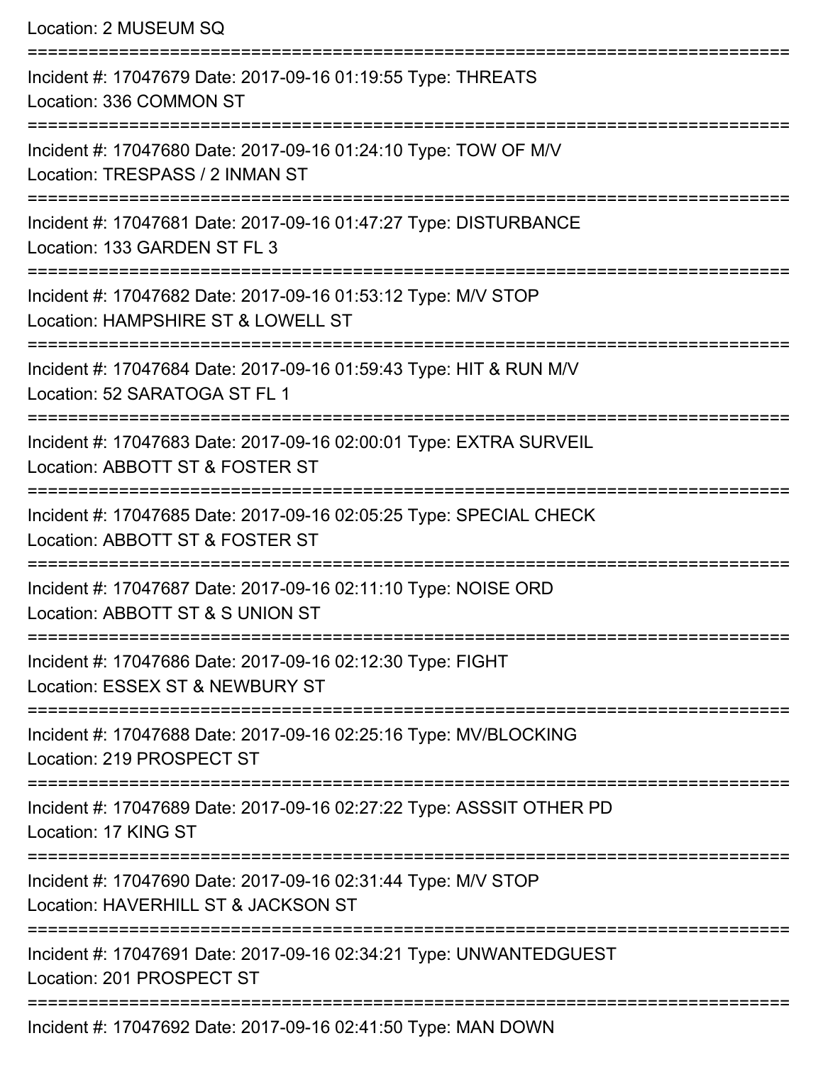Location: 2 MUSEUM SQ

===========================================================================

Incident #: 17047679 Date: 2017-09-16 01:19:55 Type: THREATS
Location: 336 COMMON ST

===========================================================================

Incident #: 17047680 Date: 2017-09-16 01:24:10 Type: TOW OF M/V
Location: TRESPASS / 2 INMAN ST

===========================================================================

Incident #: 17047681 Date: 2017-09-16 01:47:27 Type: DISTURBANCE
Location: 133 GARDEN ST FL 3

===========================================================================

Incident #: 17047682 Date: 2017-09-16 01:53:12 Type: M/V STOP
Location: HAMPSHIRE ST & LOWELL ST

===========================================================================

Incident #: 17047684 Date: 2017-09-16 01:59:43 Type: HIT & RUN M/V
Location: 52 SARATOGA ST FL 1

===========================================================================

Incident #: 17047683 Date: 2017-09-16 02:00:01 Type: EXTRA SURVEIL
Location: ABBOTT ST & FOSTER ST

===========================================================================

Incident #: 17047685 Date: 2017-09-16 02:05:25 Type: SPECIAL CHECK
Location: ABBOTT ST & FOSTER ST

===========================================================================

Incident #: 17047687 Date: 2017-09-16 02:11:10 Type: NOISE ORD
Location: ABBOTT ST & S UNION ST

===========================================================================

Incident #: 17047686 Date: 2017-09-16 02:12:30 Type: FIGHT
Location: ESSEX ST & NEWBURY ST

===========================================================================

Incident #: 17047688 Date: 2017-09-16 02:25:16 Type: MV/BLOCKING
Location: 219 PROSPECT ST

===========================================================================

Incident #: 17047689 Date: 2017-09-16 02:27:22 Type: ASSSIT OTHER PD
Location: 17 KING ST

===========================================================================

Incident #: 17047690 Date: 2017-09-16 02:31:44 Type: M/V STOP
Location: HAVERHILL ST & JACKSON ST

===========================================================================

Incident #: 17047691 Date: 2017-09-16 02:34:21 Type: UNWANTEDGUEST
Location: 201 PROSPECT ST

===========================================================================

Incident #: 17047692 Date: 2017-09-16 02:41:50 Type: MAN DOWN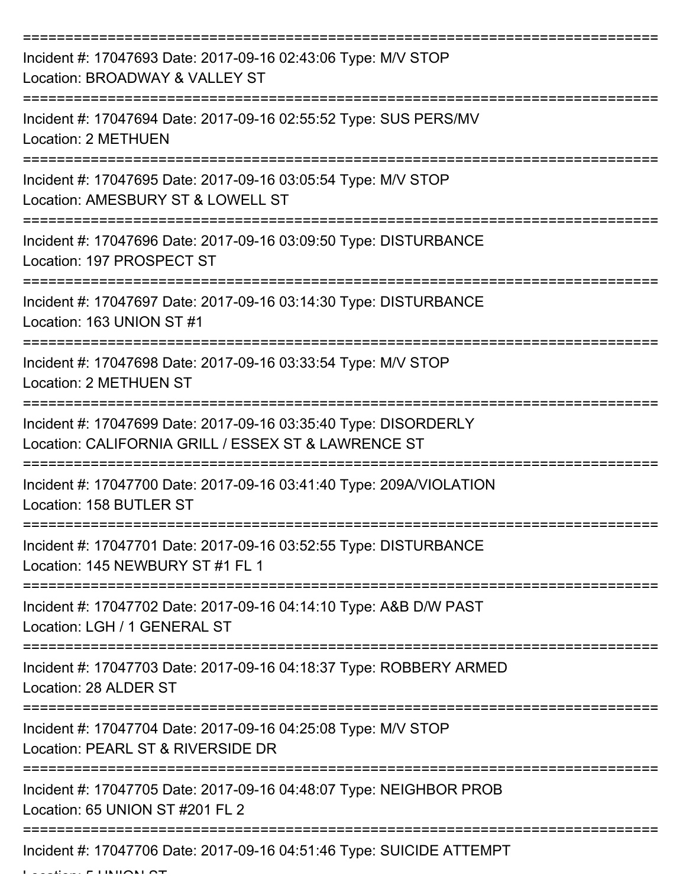===========================================================================

Incident #: 17047693 Date: 2017-09-16 02:43:06 Type: M/V STOP
Location: BROADWAY & VALLEY ST

===========================================================================

Incident #: 17047694 Date: 2017-09-16 02:55:52 Type: SUS PERS/MV
Location: 2 METHUEN

===========================================================================

Incident #: 17047695 Date: 2017-09-16 03:05:54 Type: M/V STOP
Location: AMESBURY ST & LOWELL ST

===========================================================================

Incident #: 17047696 Date: 2017-09-16 03:09:50 Type: DISTURBANCE
Location: 197 PROSPECT ST

===========================================================================

Incident #: 17047697 Date: 2017-09-16 03:14:30 Type: DISTURBANCE
Location: 163 UNION ST #1

===========================================================================

Incident #: 17047698 Date: 2017-09-16 03:33:54 Type: M/V STOP
Location: 2 METHUEN ST

===========================================================================

Incident #: 17047699 Date: 2017-09-16 03:35:40 Type: DISORDERLY
Location: CALIFORNIA GRILL / ESSEX ST & LAWRENCE ST

===========================================================================

Incident #: 17047700 Date: 2017-09-16 03:41:40 Type: 209A/VIOLATION
Location: 158 BUTLER ST

===========================================================================

Incident #: 17047701 Date: 2017-09-16 03:52:55 Type: DISTURBANCE
Location: 145 NEWBURY ST #1 FL 1

===========================================================================

Incident #: 17047702 Date: 2017-09-16 04:14:10 Type: A&B D/W PAST
Location: LGH / 1 GENERAL ST

===========================================================================

Incident #: 17047703 Date: 2017-09-16 04:18:37 Type: ROBBERY ARMED
Location: 28 ALDER ST

===========================================================================

Incident #: 17047704 Date: 2017-09-16 04:25:08 Type: M/V STOP
Location: PEARL ST & RIVERSIDE DR

===========================================================================

Incident #: 17047705 Date: 2017-09-16 04:48:07 Type: NEIGHBOR PROB
Location: 65 UNION ST #201 FL 2

===========================================================================

Incident #: 17047706 Date: 2017-09-16 04:51:46 Type: SUICIDE ATTEMPT
Location: 5 UNION ST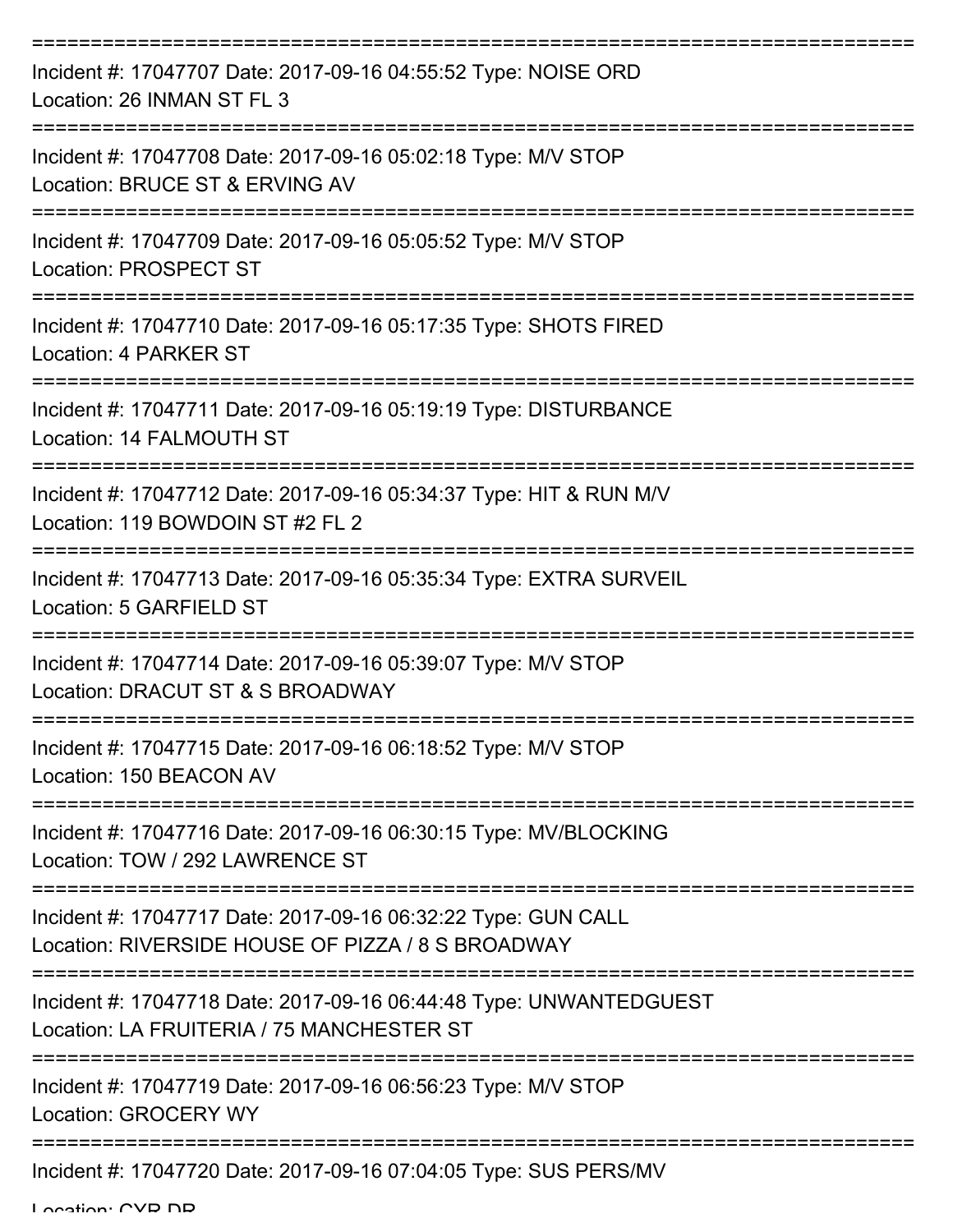===========================================================================

Incident #: 17047707 Date: 2017-09-16 04:55:52 Type: NOISE ORD
Location: 26 INMAN ST FL 3

===========================================================================

Incident #: 17047708 Date: 2017-09-16 05:02:18 Type: M/V STOP
Location: BRUCE ST & ERVING AV

===========================================================================

Incident #: 17047709 Date: 2017-09-16 05:05:52 Type: M/V STOP
Location: PROSPECT ST

===========================================================================

Incident #: 17047710 Date: 2017-09-16 05:17:35 Type: SHOTS FIRED
Location: 4 PARKER ST

===========================================================================

Incident #: 17047711 Date: 2017-09-16 05:19:19 Type: DISTURBANCE
Location: 14 FALMOUTH ST

===========================================================================

Incident #: 17047712 Date: 2017-09-16 05:34:37 Type: HIT & RUN M/V
Location: 119 BOWDOIN ST #2 FL 2

===========================================================================

Incident #: 17047713 Date: 2017-09-16 05:35:34 Type: EXTRA SURVEIL
Location: 5 GARFIELD ST

===========================================================================

Incident #: 17047714 Date: 2017-09-16 05:39:07 Type: M/V STOP
Location: DRACUT ST & S BROADWAY

===========================================================================

Incident #: 17047715 Date: 2017-09-16 06:18:52 Type: M/V STOP
Location: 150 BEACON AV

===========================================================================

Incident #: 17047716 Date: 2017-09-16 06:30:15 Type: MV/BLOCKING
Location: TOW / 292 LAWRENCE ST

===========================================================================

Incident #: 17047717 Date: 2017-09-16 06:32:22 Type: GUN CALL
Location: RIVERSIDE HOUSE OF PIZZA / 8 S BROADWAY

===========================================================================

Incident #: 17047718 Date: 2017-09-16 06:44:48 Type: UNWANTEDGUEST
Location: LA FRUITERIA / 75 MANCHESTER ST

===========================================================================

Incident #: 17047719 Date: 2017-09-16 06:56:23 Type: M/V STOP
Location: GROCERY WY

===========================================================================

Incident #: 17047720 Date: 2017-09-16 07:04:05 Type: SUS PERS/MV
Location: CYR DR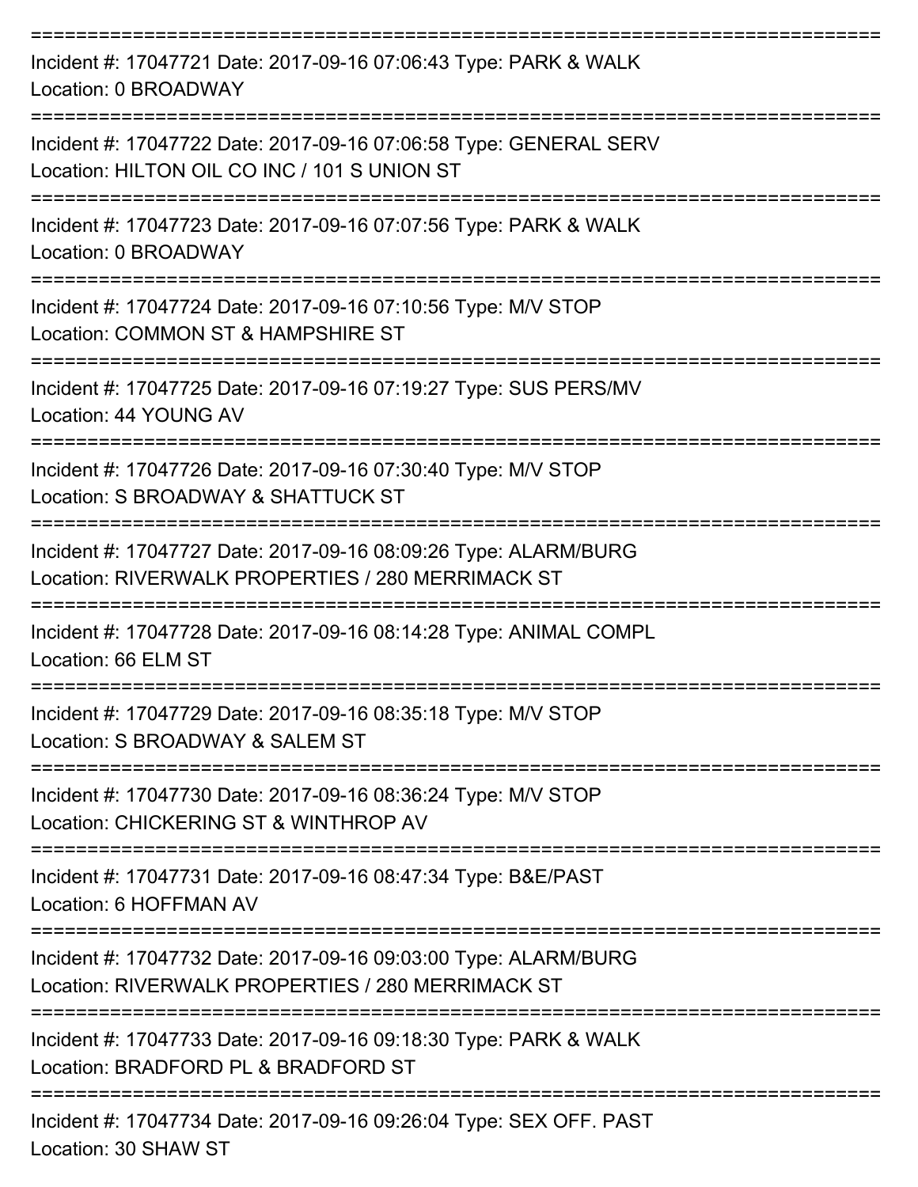===========================================================================
Incident #: 17047721 Date: 2017-09-16 07:06:43 Type: PARK & WALK
Location: 0 BROADWAY
===========================================================================
Incident #: 17047722 Date: 2017-09-16 07:06:58 Type: GENERAL SERV
Location: HILTON OIL CO INC / 101 S UNION ST
===========================================================================
Incident #: 17047723 Date: 2017-09-16 07:07:56 Type: PARK & WALK
Location: 0 BROADWAY
===========================================================================
Incident #: 17047724 Date: 2017-09-16 07:10:56 Type: M/V STOP
Location: COMMON ST & HAMPSHIRE ST
===========================================================================
Incident #: 17047725 Date: 2017-09-16 07:19:27 Type: SUS PERS/MV
Location: 44 YOUNG AV
===========================================================================
Incident #: 17047726 Date: 2017-09-16 07:30:40 Type: M/V STOP
Location: S BROADWAY & SHATTUCK ST
===========================================================================
Incident #: 17047727 Date: 2017-09-16 08:09:26 Type: ALARM/BURG
Location: RIVERWALK PROPERTIES / 280 MERRIMACK ST
===========================================================================
Incident #: 17047728 Date: 2017-09-16 08:14:28 Type: ANIMAL COMPL
Location: 66 ELM ST
===========================================================================
Incident #: 17047729 Date: 2017-09-16 08:35:18 Type: M/V STOP
Location: S BROADWAY & SALEM ST
===========================================================================
Incident #: 17047730 Date: 2017-09-16 08:36:24 Type: M/V STOP
Location: CHICKERING ST & WINTHROP AV
===========================================================================
Incident #: 17047731 Date: 2017-09-16 08:47:34 Type: B&E/PAST
Location: 6 HOFFMAN AV
===========================================================================
Incident #: 17047732 Date: 2017-09-16 09:03:00 Type: ALARM/BURG
Location: RIVERWALK PROPERTIES / 280 MERRIMACK ST
===========================================================================
Incident #: 17047733 Date: 2017-09-16 09:18:30 Type: PARK & WALK
Location: BRADFORD PL & BRADFORD ST
===========================================================================
Incident #: 17047734 Date: 2017-09-16 09:26:04 Type: SEX OFF. PAST
Location: 30 SHAW ST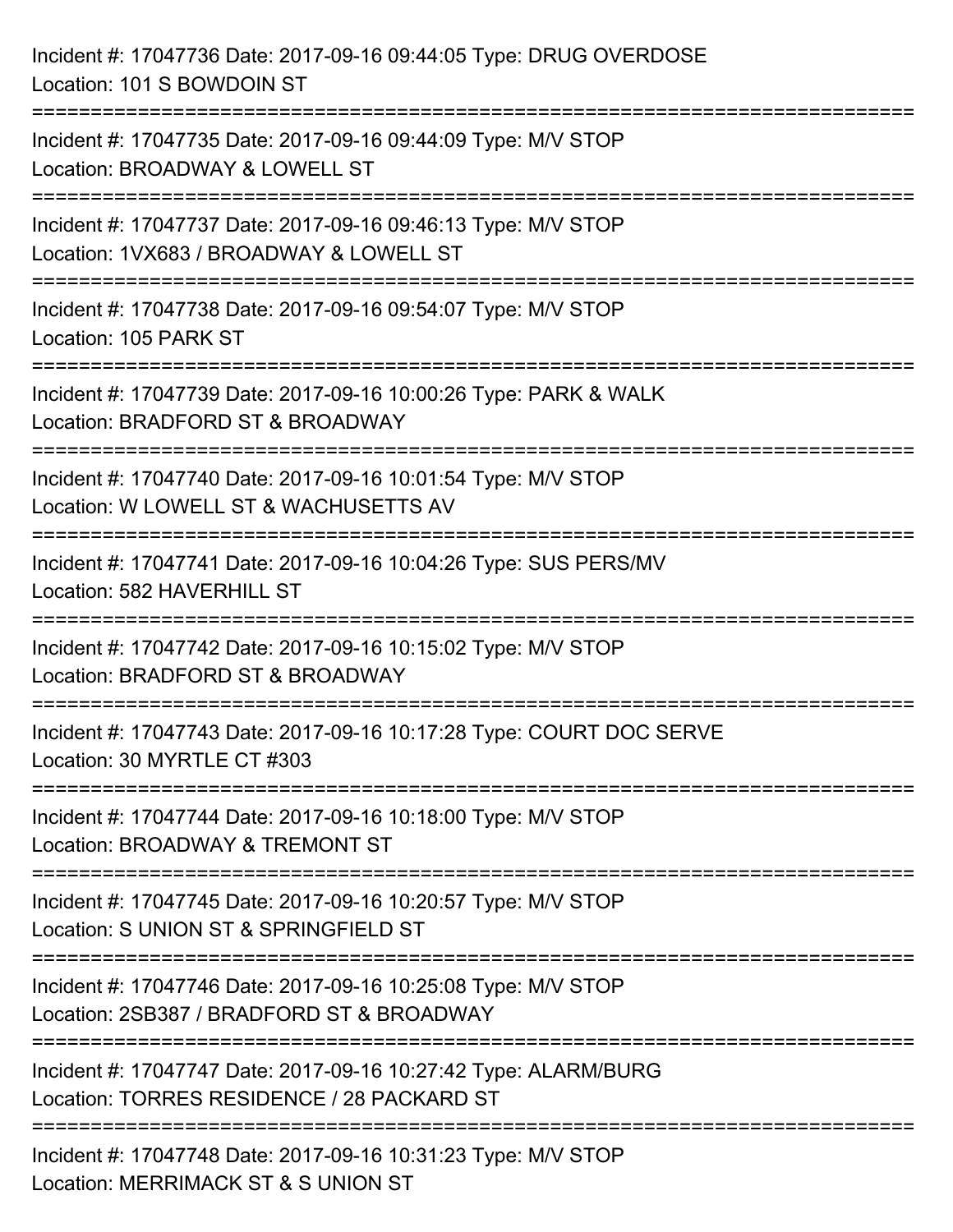Incident #: 17047736 Date: 2017-09-16 09:44:05 Type: DRUG OVERDOSE
Location: 101 S BOWDOIN ST

===========================================================================

Incident #: 17047735 Date: 2017-09-16 09:44:09 Type: M/V STOP
Location: BROADWAY & LOWELL ST

===========================================================================

Incident #: 17047737 Date: 2017-09-16 09:46:13 Type: M/V STOP
Location: 1VX683 / BROADWAY & LOWELL ST

===========================================================================

Incident #: 17047738 Date: 2017-09-16 09:54:07 Type: M/V STOP
Location: 105 PARK ST

===========================================================================

Incident #: 17047739 Date: 2017-09-16 10:00:26 Type: PARK & WALK
Location: BRADFORD ST & BROADWAY

===========================================================================

Incident #: 17047740 Date: 2017-09-16 10:01:54 Type: M/V STOP
Location: W LOWELL ST & WACHUSETTS AV

===========================================================================

Incident #: 17047741 Date: 2017-09-16 10:04:26 Type: SUS PERS/MV
Location: 582 HAVERHILL ST

===========================================================================

Incident #: 17047742 Date: 2017-09-16 10:15:02 Type: M/V STOP
Location: BRADFORD ST & BROADWAY

===========================================================================

Incident #: 17047743 Date: 2017-09-16 10:17:28 Type: COURT DOC SERVE
Location: 30 MYRTLE CT #303

===========================================================================

Incident #: 17047744 Date: 2017-09-16 10:18:00 Type: M/V STOP
Location: BROADWAY & TREMONT ST

===========================================================================

Incident #: 17047745 Date: 2017-09-16 10:20:57 Type: M/V STOP
Location: S UNION ST & SPRINGFIELD ST

===========================================================================

Incident #: 17047746 Date: 2017-09-16 10:25:08 Type: M/V STOP
Location: 2SB387 / BRADFORD ST & BROADWAY

===========================================================================

Incident #: 17047747 Date: 2017-09-16 10:27:42 Type: ALARM/BURG
Location: TORRES RESIDENCE / 28 PACKARD ST

===========================================================================

Incident #: 17047748 Date: 2017-09-16 10:31:23 Type: M/V STOP
Location: MERRIMACK ST & S UNION ST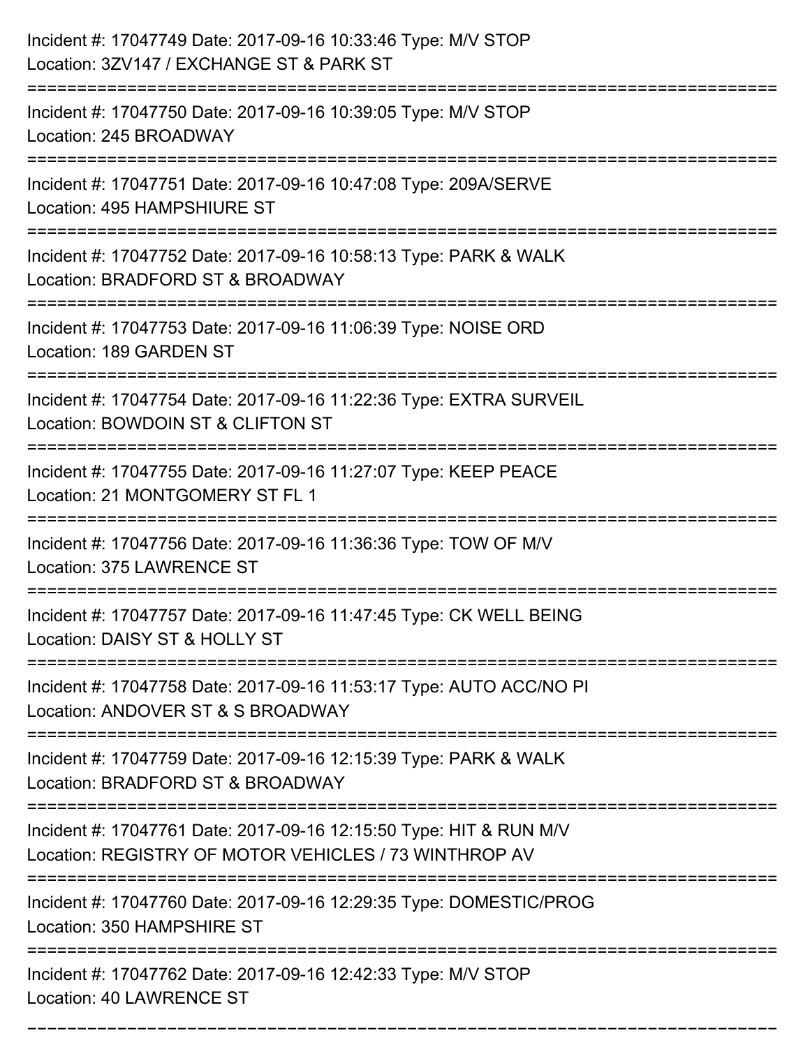Incident #: 17047749 Date: 2017-09-16 10:33:46 Type: M/V STOP
Location: 3ZV147 / EXCHANGE ST & PARK ST

===========================================================================

Incident #: 17047750 Date: 2017-09-16 10:39:05 Type: M/V STOP
Location: 245 BROADWAY

===========================================================================

Incident #: 17047751 Date: 2017-09-16 10:47:08 Type: 209A/SERVE
Location: 495 HAMPSHIURE ST

===========================================================================

Incident #: 17047752 Date: 2017-09-16 10:58:13 Type: PARK & WALK
Location: BRADFORD ST & BROADWAY

===========================================================================

Incident #: 17047753 Date: 2017-09-16 11:06:39 Type: NOISE ORD
Location: 189 GARDEN ST

===========================================================================

Incident #: 17047754 Date: 2017-09-16 11:22:36 Type: EXTRA SURVEIL
Location: BOWDOIN ST & CLIFTON ST

===========================================================================

Incident #: 17047755 Date: 2017-09-16 11:27:07 Type: KEEP PEACE
Location: 21 MONTGOMERY ST FL 1

===========================================================================

Incident #: 17047756 Date: 2017-09-16 11:36:36 Type: TOW OF M/V
Location: 375 LAWRENCE ST

===========================================================================

Incident #: 17047757 Date: 2017-09-16 11:47:45 Type: CK WELL BEING
Location: DAISY ST & HOLLY ST

===========================================================================

Incident #: 17047758 Date: 2017-09-16 11:53:17 Type: AUTO ACC/NO PI
Location: ANDOVER ST & S BROADWAY

===========================================================================

Incident #: 17047759 Date: 2017-09-16 12:15:39 Type: PARK & WALK
Location: BRADFORD ST & BROADWAY

===========================================================================

Incident #: 17047761 Date: 2017-09-16 12:15:50 Type: HIT & RUN M/V
Location: REGISTRY OF MOTOR VEHICLES / 73 WINTHROP AV

===========================================================================

Incident #: 17047760 Date: 2017-09-16 12:29:35 Type: DOMESTIC/PROG
Location: 350 HAMPSHIRE ST

===========================================================================

Incident #: 17047762 Date: 2017-09-16 12:42:33 Type: M/V STOP
Location: 40 LAWRENCE ST

===========================================================================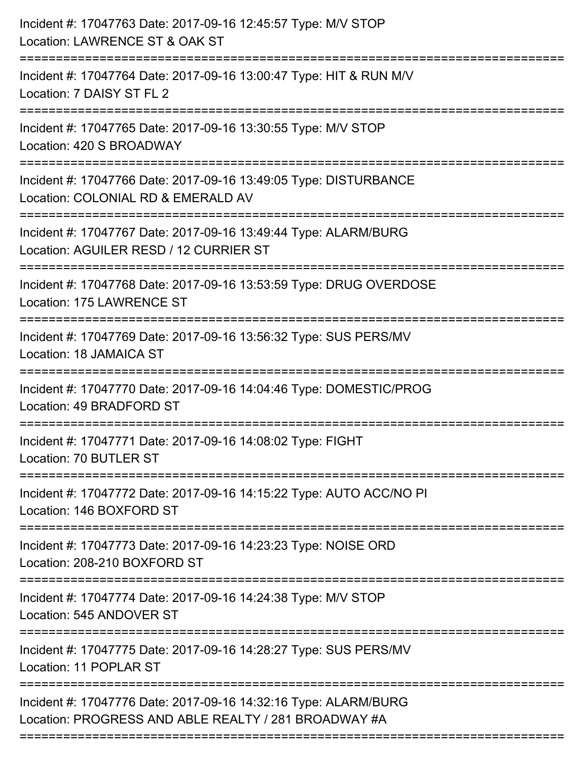Incident #: 17047763 Date: 2017-09-16 12:45:57 Type: M/V STOP
Location: LAWRENCE ST & OAK ST

===========================================================================

Incident #: 17047764 Date: 2017-09-16 13:00:47 Type: HIT & RUN M/V
Location: 7 DAISY ST FL 2

===========================================================================

Incident #: 17047765 Date: 2017-09-16 13:30:55 Type: M/V STOP
Location: 420 S BROADWAY

===========================================================================

Incident #: 17047766 Date: 2017-09-16 13:49:05 Type: DISTURBANCE
Location: COLONIAL RD & EMERALD AV

===========================================================================

Incident #: 17047767 Date: 2017-09-16 13:49:44 Type: ALARM/BURG
Location: AGUILER RESD / 12 CURRIER ST

===========================================================================

Incident #: 17047768 Date: 2017-09-16 13:53:59 Type: DRUG OVERDOSE
Location: 175 LAWRENCE ST

===========================================================================

Incident #: 17047769 Date: 2017-09-16 13:56:32 Type: SUS PERS/MV
Location: 18 JAMAICA ST

===========================================================================

Incident #: 17047770 Date: 2017-09-16 14:04:46 Type: DOMESTIC/PROG
Location: 49 BRADFORD ST

===========================================================================

Incident #: 17047771 Date: 2017-09-16 14:08:02 Type: FIGHT
Location: 70 BUTLER ST

===========================================================================

Incident #: 17047772 Date: 2017-09-16 14:15:22 Type: AUTO ACC/NO PI
Location: 146 BOXFORD ST

===========================================================================

Incident #: 17047773 Date: 2017-09-16 14:23:23 Type: NOISE ORD
Location: 208-210 BOXFORD ST

===========================================================================

Incident #: 17047774 Date: 2017-09-16 14:24:38 Type: M/V STOP
Location: 545 ANDOVER ST

===========================================================================

Incident #: 17047775 Date: 2017-09-16 14:28:27 Type: SUS PERS/MV
Location: 11 POPLAR ST

===========================================================================

Incident #: 17047776 Date: 2017-09-16 14:32:16 Type: ALARM/BURG
Location: PROGRESS AND ABLE REALTY / 281 BROADWAY #A

===========================================================================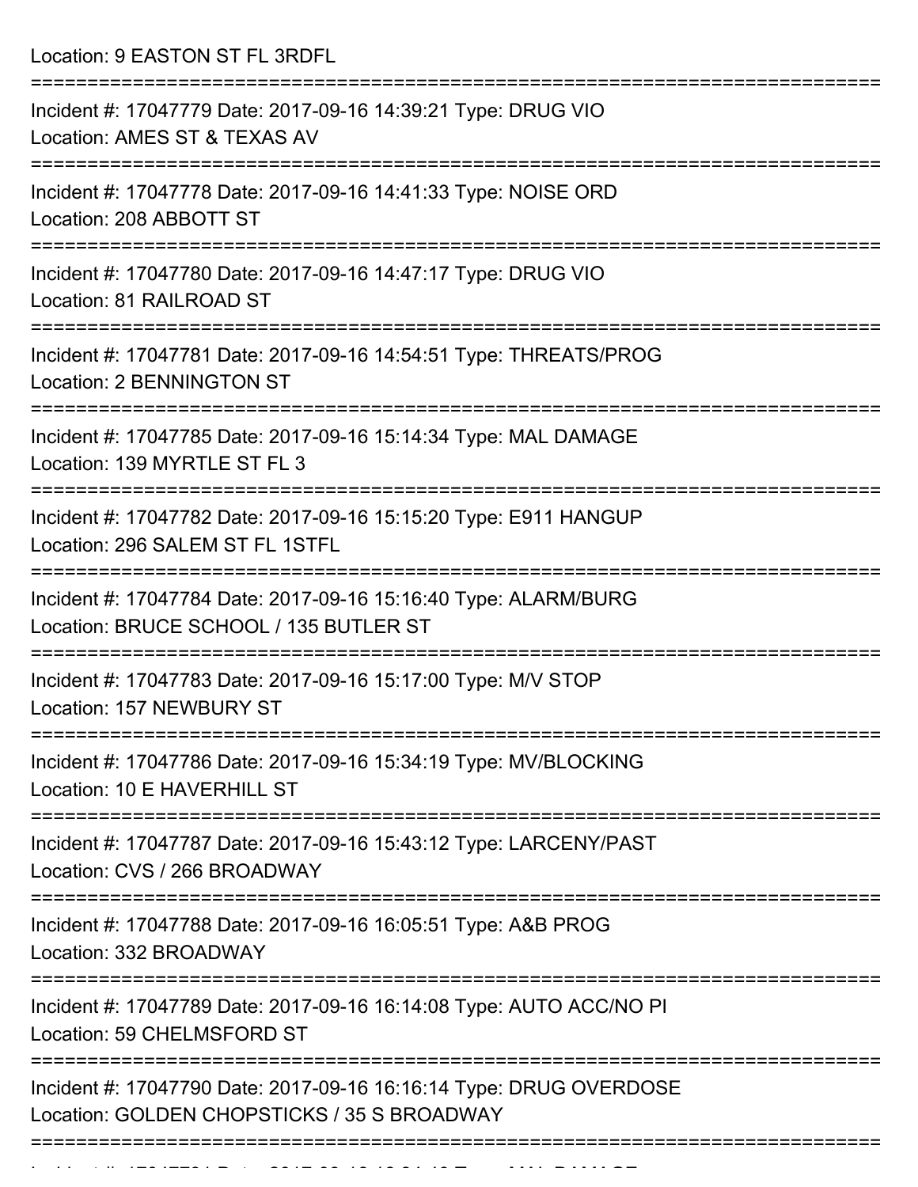Location: 9 EASTON ST FL 3RDFL

===========================================================================

Incident #: 17047779 Date: 2017-09-16 14:39:21 Type: DRUG VIO

Location: AMES ST & TEXAS AV

===========================================================================

Incident #: 17047778 Date: 2017-09-16 14:41:33 Type: NOISE ORD

Location: 208 ABBOTT ST

===========================================================================

Incident #: 17047780 Date: 2017-09-16 14:47:17 Type: DRUG VIO

Location: 81 RAILROAD ST

===========================================================================

Incident #: 17047781 Date: 2017-09-16 14:54:51 Type: THREATS/PROG

Location: 2 BENNINGTON ST

===========================================================================

Incident #: 17047785 Date: 2017-09-16 15:14:34 Type: MAL DAMAGE

Location: 139 MYRTLE ST FL 3

===========================================================================

Incident #: 17047782 Date: 2017-09-16 15:15:20 Type: E911 HANGUP

Location: 296 SALEM ST FL 1STFL

===========================================================================

Incident #: 17047784 Date: 2017-09-16 15:16:40 Type: ALARM/BURG

Location: BRUCE SCHOOL / 135 BUTLER ST

===========================================================================

Incident #: 17047783 Date: 2017-09-16 15:17:00 Type: M/V STOP

Location: 157 NEWBURY ST

===========================================================================

Incident #: 17047786 Date: 2017-09-16 15:34:19 Type: MV/BLOCKING

Location: 10 E HAVERHILL ST

===========================================================================

Incident #: 17047787 Date: 2017-09-16 15:43:12 Type: LARCENY/PAST

Location: CVS / 266 BROADWAY

===========================================================================

Incident #: 17047788 Date: 2017-09-16 16:05:51 Type: A&B PROG

Location: 332 BROADWAY

===========================================================================

Incident #: 17047789 Date: 2017-09-16 16:14:08 Type: AUTO ACC/NO PI

Location: 59 CHELMSFORD ST

===========================================================================

Incident #: 17047790 Date: 2017-09-16 16:16:14 Type: DRUG OVERDOSE

Location: GOLDEN CHOPSTICKS / 35 S BROADWAY

===========================================================================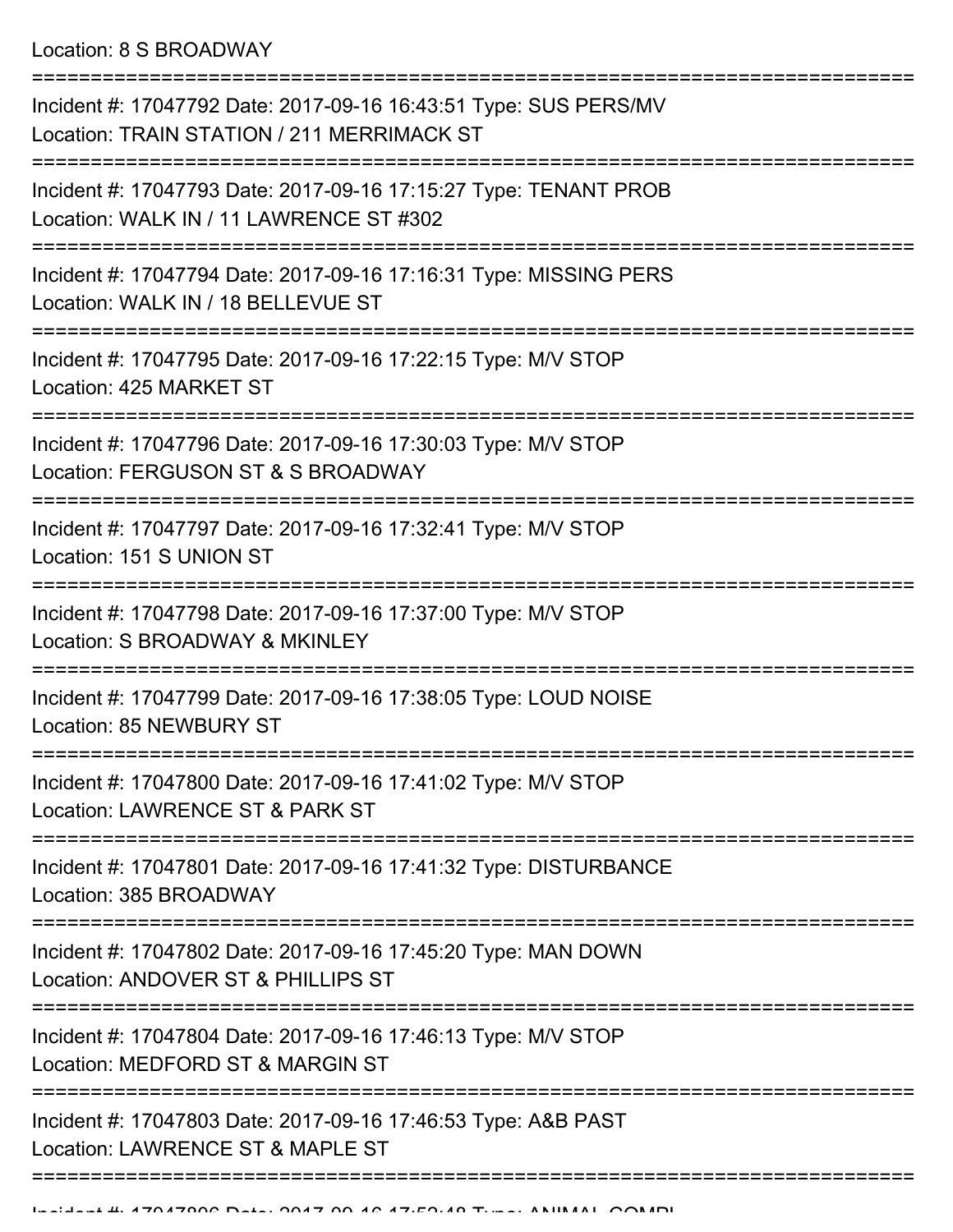Location: 8 S BROADWAY

===========================================================================

Incident #: 17047792 Date: 2017-09-16 16:43:51 Type: SUS PERS/MV
Location: TRAIN STATION / 211 MERRIMACK ST

===========================================================================

Incident #: 17047793 Date: 2017-09-16 17:15:27 Type: TENANT PROB
Location: WALK IN / 11 LAWRENCE ST #302

===========================================================================

Incident #: 17047794 Date: 2017-09-16 17:16:31 Type: MISSING PERS
Location: WALK IN / 18 BELLEVUE ST

===========================================================================

Incident #: 17047795 Date: 2017-09-16 17:22:15 Type: M/V STOP
Location: 425 MARKET ST

===========================================================================

Incident #: 17047796 Date: 2017-09-16 17:30:03 Type: M/V STOP
Location: FERGUSON ST & S BROADWAY

===========================================================================

Incident #: 17047797 Date: 2017-09-16 17:32:41 Type: M/V STOP
Location: 151 S UNION ST

===========================================================================

Incident #: 17047798 Date: 2017-09-16 17:37:00 Type: M/V STOP
Location: S BROADWAY & MKINLEY

===========================================================================

Incident #: 17047799 Date: 2017-09-16 17:38:05 Type: LOUD NOISE
Location: 85 NEWBURY ST

===========================================================================

Incident #: 17047800 Date: 2017-09-16 17:41:02 Type: M/V STOP
Location: LAWRENCE ST & PARK ST

===========================================================================

Incident #: 17047801 Date: 2017-09-16 17:41:32 Type: DISTURBANCE
Location: 385 BROADWAY

===========================================================================

Incident #: 17047802 Date: 2017-09-16 17:45:20 Type: MAN DOWN
Location: ANDOVER ST & PHILLIPS ST

===========================================================================

Incident #: 17047804 Date: 2017-09-16 17:46:13 Type: M/V STOP
Location: MEDFORD ST & MARGIN ST

===========================================================================

Incident #: 17047803 Date: 2017-09-16 17:46:53 Type: A&B PAST
Location: LAWRENCE ST & MAPLE ST

===========================================================================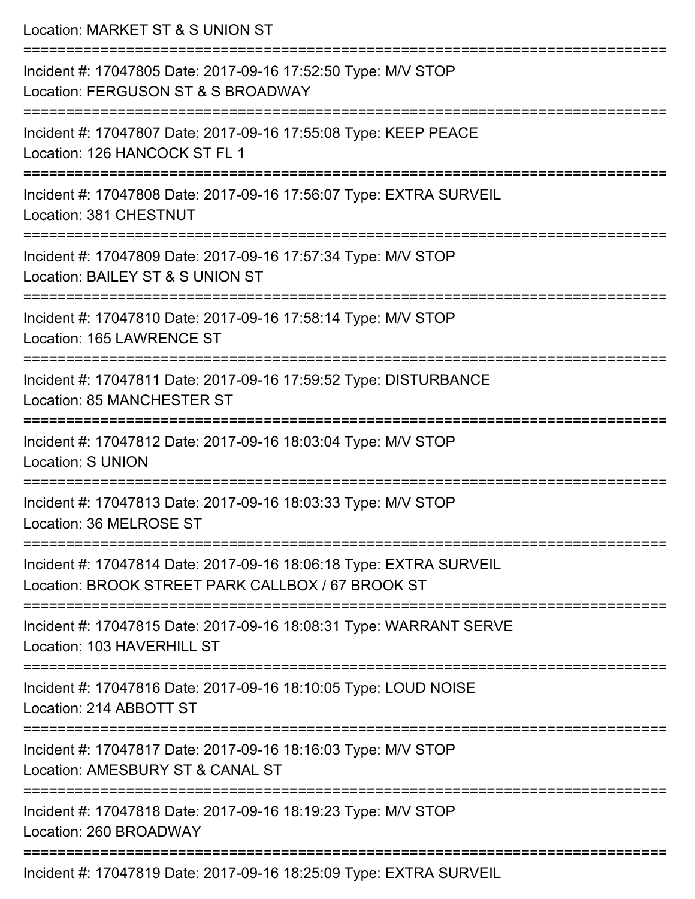Location: MARKET ST & S UNION ST

===========================================================================

Incident #: 17047805 Date: 2017-09-16 17:52:50 Type: M/V STOP
Location: FERGUSON ST & S BROADWAY

===========================================================================

Incident #: 17047807 Date: 2017-09-16 17:55:08 Type: KEEP PEACE
Location: 126 HANCOCK ST FL 1

===========================================================================

Incident #: 17047808 Date: 2017-09-16 17:56:07 Type: EXTRA SURVEIL
Location: 381 CHESTNUT

===========================================================================

Incident #: 17047809 Date: 2017-09-16 17:57:34 Type: M/V STOP
Location: BAILEY ST & S UNION ST

===========================================================================

Incident #: 17047810 Date: 2017-09-16 17:58:14 Type: M/V STOP
Location: 165 LAWRENCE ST

===========================================================================

Incident #: 17047811 Date: 2017-09-16 17:59:52 Type: DISTURBANCE
Location: 85 MANCHESTER ST

===========================================================================

Incident #: 17047812 Date: 2017-09-16 18:03:04 Type: M/V STOP
Location: S UNION

===========================================================================

Incident #: 17047813 Date: 2017-09-16 18:03:33 Type: M/V STOP
Location: 36 MELROSE ST

===========================================================================

Incident #: 17047814 Date: 2017-09-16 18:06:18 Type: EXTRA SURVEIL
Location: BROOK STREET PARK CALLBOX / 67 BROOK ST

===========================================================================

Incident #: 17047815 Date: 2017-09-16 18:08:31 Type: WARRANT SERVE
Location: 103 HAVERHILL ST

===========================================================================

Incident #: 17047816 Date: 2017-09-16 18:10:05 Type: LOUD NOISE
Location: 214 ABBOTT ST

===========================================================================

Incident #: 17047817 Date: 2017-09-16 18:16:03 Type: M/V STOP
Location: AMESBURY ST & CANAL ST

===========================================================================

Incident #: 17047818 Date: 2017-09-16 18:19:23 Type: M/V STOP
Location: 260 BROADWAY

===========================================================================

Incident #: 17047819 Date: 2017-09-16 18:25:09 Type: EXTRA SURVEIL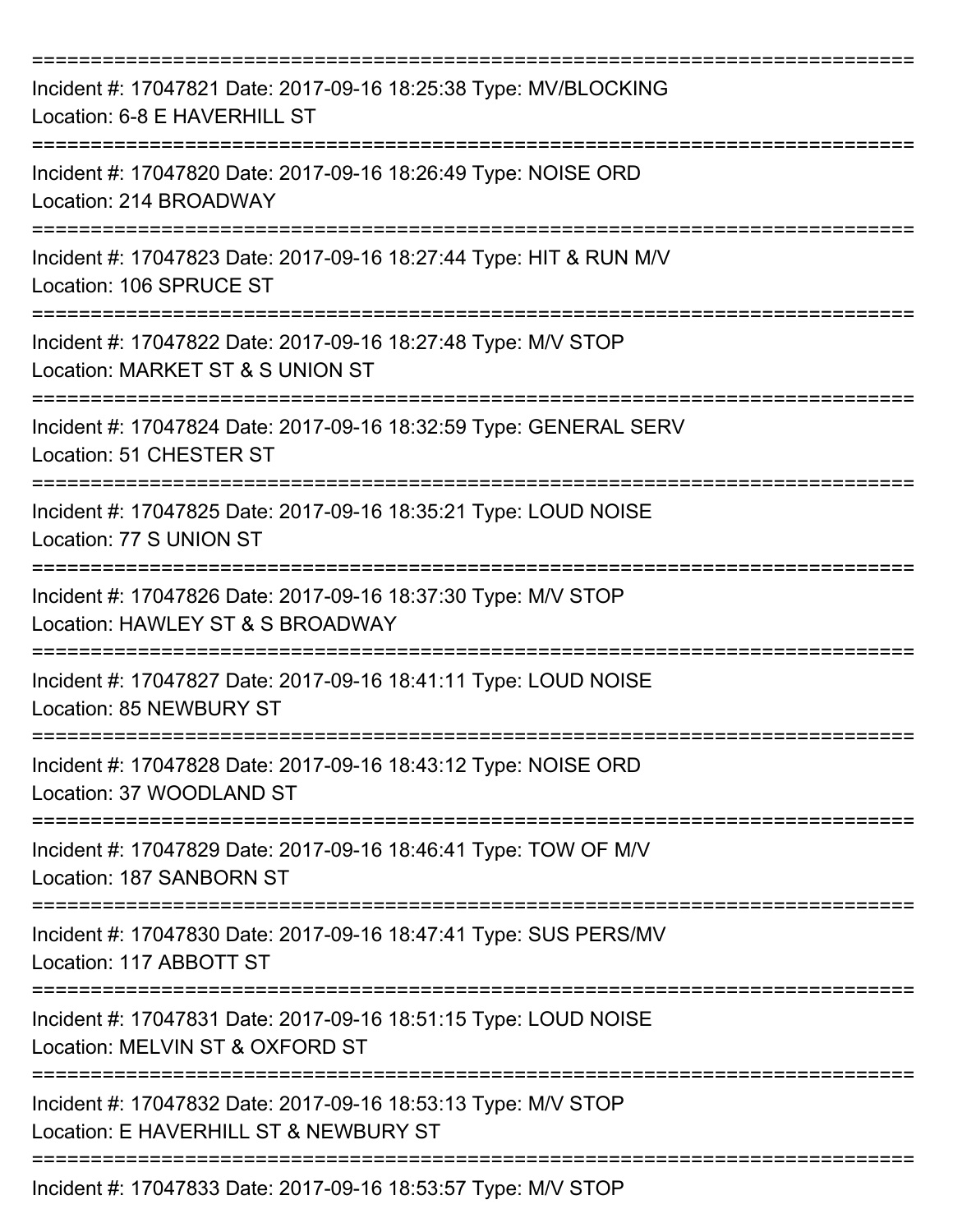===========================================================================
Incident #: 17047821 Date: 2017-09-16 18:25:38 Type: MV/BLOCKING
Location: 6-8 E HAVERHILL ST
===========================================================================
Incident #: 17047820 Date: 2017-09-16 18:26:49 Type: NOISE ORD
Location: 214 BROADWAY
===========================================================================
Incident #: 17047823 Date: 2017-09-16 18:27:44 Type: HIT & RUN M/V
Location: 106 SPRUCE ST
===========================================================================
Incident #: 17047822 Date: 2017-09-16 18:27:48 Type: M/V STOP
Location: MARKET ST & S UNION ST
===========================================================================
Incident #: 17047824 Date: 2017-09-16 18:32:59 Type: GENERAL SERV
Location: 51 CHESTER ST
===========================================================================
Incident #: 17047825 Date: 2017-09-16 18:35:21 Type: LOUD NOISE
Location: 77 S UNION ST
===========================================================================
Incident #: 17047826 Date: 2017-09-16 18:37:30 Type: M/V STOP
Location: HAWLEY ST & S BROADWAY
===========================================================================
Incident #: 17047827 Date: 2017-09-16 18:41:11 Type: LOUD NOISE
Location: 85 NEWBURY ST
===========================================================================
Incident #: 17047828 Date: 2017-09-16 18:43:12 Type: NOISE ORD
Location: 37 WOODLAND ST
===========================================================================
Incident #: 17047829 Date: 2017-09-16 18:46:41 Type: TOW OF M/V
Location: 187 SANBORN ST
===========================================================================
Incident #: 17047830 Date: 2017-09-16 18:47:41 Type: SUS PERS/MV
Location: 117 ABBOTT ST
===========================================================================
Incident #: 17047831 Date: 2017-09-16 18:51:15 Type: LOUD NOISE
Location: MELVIN ST & OXFORD ST
===========================================================================
Incident #: 17047832 Date: 2017-09-16 18:53:13 Type: M/V STOP
Location: E HAVERHILL ST & NEWBURY ST
===========================================================================
Incident #: 17047833 Date: 2017-09-16 18:53:57 Type: M/V STOP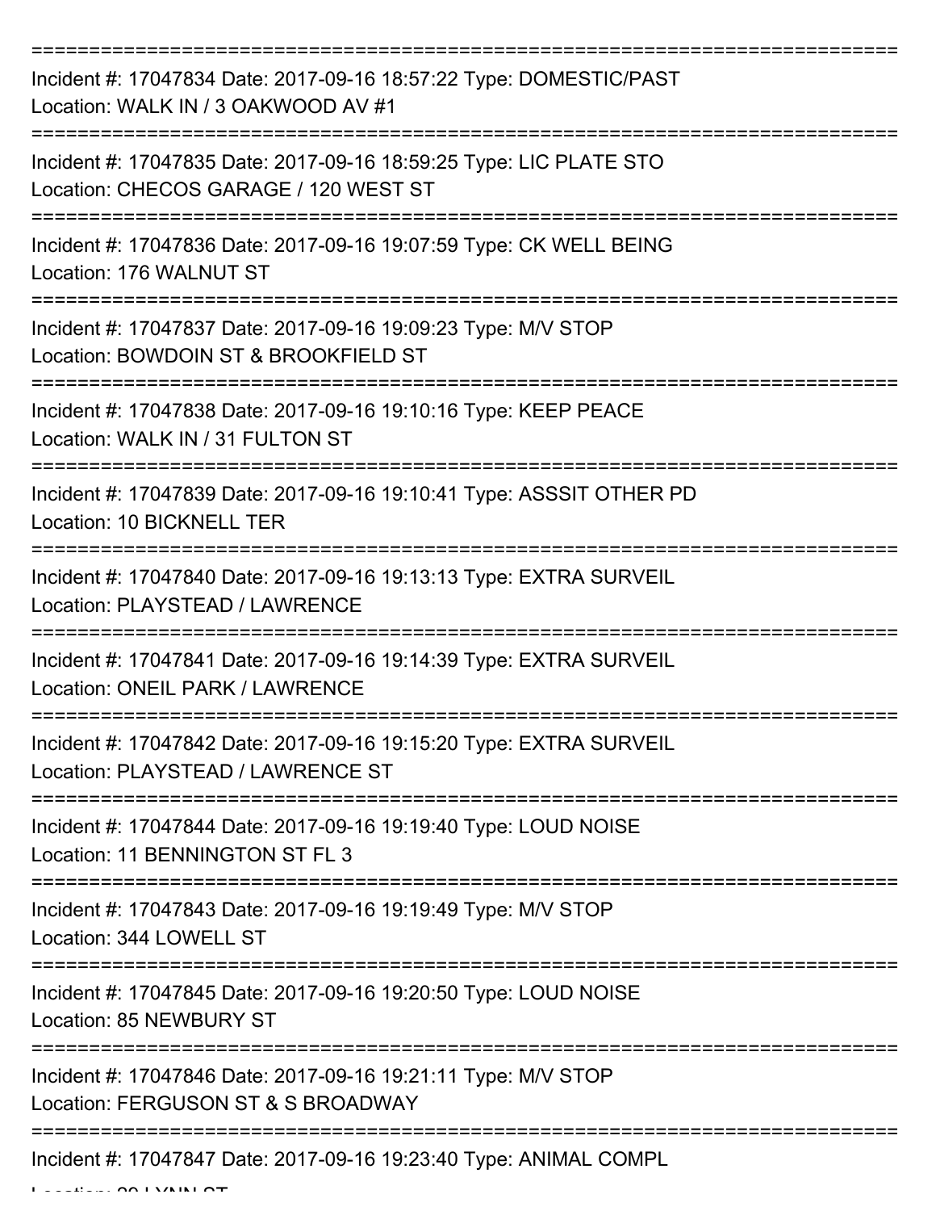===========================================================================

Incident #: 17047834 Date: 2017-09-16 18:57:22 Type: DOMESTIC/PAST
Location: WALK IN / 3 OAKWOOD AV #1

===========================================================================

Incident #: 17047835 Date: 2017-09-16 18:59:25 Type: LIC PLATE STO
Location: CHECOS GARAGE / 120 WEST ST

===========================================================================

Incident #: 17047836 Date: 2017-09-16 19:07:59 Type: CK WELL BEING
Location: 176 WALNUT ST

===========================================================================

Incident #: 17047837 Date: 2017-09-16 19:09:23 Type: M/V STOP
Location: BOWDOIN ST & BROOKFIELD ST

===========================================================================

Incident #: 17047838 Date: 2017-09-16 19:10:16 Type: KEEP PEACE
Location: WALK IN / 31 FULTON ST

===========================================================================

Incident #: 17047839 Date: 2017-09-16 19:10:41 Type: ASSSIT OTHER PD
Location: 10 BICKNELL TER

===========================================================================

Incident #: 17047840 Date: 2017-09-16 19:13:13 Type: EXTRA SURVEIL
Location: PLAYSTEAD / LAWRENCE

===========================================================================

Incident #: 17047841 Date: 2017-09-16 19:14:39 Type: EXTRA SURVEIL
Location: ONEIL PARK / LAWRENCE

===========================================================================

Incident #: 17047842 Date: 2017-09-16 19:15:20 Type: EXTRA SURVEIL
Location: PLAYSTEAD / LAWRENCE ST

===========================================================================

Incident #: 17047844 Date: 2017-09-16 19:19:40 Type: LOUD NOISE
Location: 11 BENNINGTON ST FL 3

===========================================================================

Incident #: 17047843 Date: 2017-09-16 19:19:49 Type: M/V STOP
Location: 344 LOWELL ST

===========================================================================

Incident #: 17047845 Date: 2017-09-16 19:20:50 Type: LOUD NOISE
Location: 85 NEWBURY ST

===========================================================================

Incident #: 17047846 Date: 2017-09-16 19:21:11 Type: M/V STOP
Location: FERGUSON ST & S BROADWAY

===========================================================================

Incident #: 17047847 Date: 2017-09-16 19:23:40 Type: ANIMAL COMPL
Location: 20 LYNN ST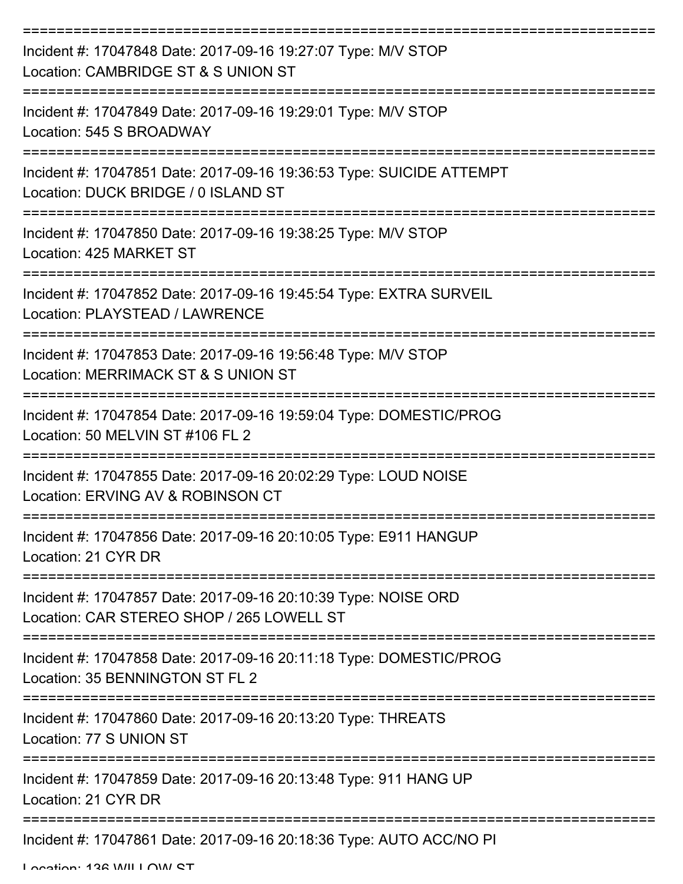===========================================================================

Incident #: 17047848 Date: 2017-09-16 19:27:07 Type: M/V STOP

Location: CAMBRIDGE ST & S UNION ST

===========================================================================

Incident #: 17047849 Date: 2017-09-16 19:29:01 Type: M/V STOP

Location: 545 S BROADWAY

===========================================================================

Incident #: 17047851 Date: 2017-09-16 19:36:53 Type: SUICIDE ATTEMPT

Location: DUCK BRIDGE / 0 ISLAND ST

===========================================================================

Incident #: 17047850 Date: 2017-09-16 19:38:25 Type: M/V STOP

Location: 425 MARKET ST

===========================================================================

Incident #: 17047852 Date: 2017-09-16 19:45:54 Type: EXTRA SURVEIL

Location: PLAYSTEAD / LAWRENCE

===========================================================================

Incident #: 17047853 Date: 2017-09-16 19:56:48 Type: M/V STOP

Location: MERRIMACK ST & S UNION ST

===========================================================================

Incident #: 17047854 Date: 2017-09-16 19:59:04 Type: DOMESTIC/PROG

Location: 50 MELVIN ST #106 FL 2

===========================================================================

Incident #: 17047855 Date: 2017-09-16 20:02:29 Type: LOUD NOISE

Location: ERVING AV & ROBINSON CT

===========================================================================

Incident #: 17047856 Date: 2017-09-16 20:10:05 Type: E911 HANGUP

Location: 21 CYR DR

===========================================================================

Incident #: 17047857 Date: 2017-09-16 20:10:39 Type: NOISE ORD

Location: CAR STEREO SHOP / 265 LOWELL ST

===========================================================================

Incident #: 17047858 Date: 2017-09-16 20:11:18 Type: DOMESTIC/PROG

Location: 35 BENNINGTON ST FL 2

===========================================================================

Incident #: 17047860 Date: 2017-09-16 20:13:20 Type: THREATS

Location: 77 S UNION ST

===========================================================================

Incident #: 17047859 Date: 2017-09-16 20:13:48 Type: 911 HANG UP

Location: 21 CYR DR

===========================================================================

Incident #: 17047861 Date: 2017-09-16 20:18:36 Type: AUTO ACC/NO PI

Location: 136 WILLOW ST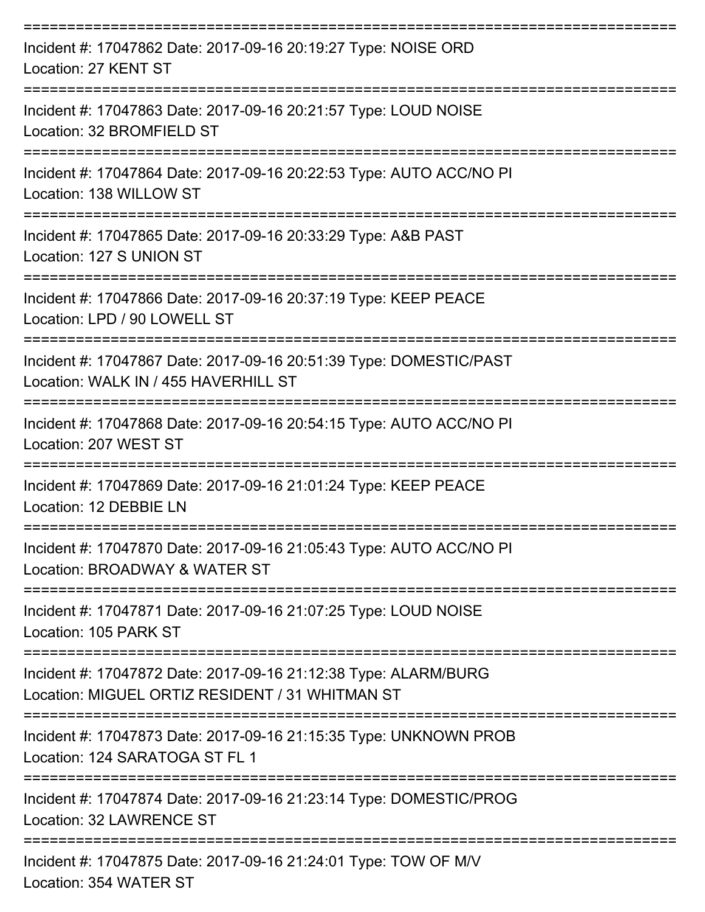===========================================================================

Incident #: 17047862 Date: 2017-09-16 20:19:27 Type: NOISE ORD
Location: 27 KENT ST

===========================================================================

Incident #: 17047863 Date: 2017-09-16 20:21:57 Type: LOUD NOISE
Location: 32 BROMFIELD ST

===========================================================================

Incident #: 17047864 Date: 2017-09-16 20:22:53 Type: AUTO ACC/NO PI
Location: 138 WILLOW ST

===========================================================================

Incident #: 17047865 Date: 2017-09-16 20:33:29 Type: A&B PAST
Location: 127 S UNION ST

===========================================================================

Incident #: 17047866 Date: 2017-09-16 20:37:19 Type: KEEP PEACE
Location: LPD / 90 LOWELL ST

===========================================================================

Incident #: 17047867 Date: 2017-09-16 20:51:39 Type: DOMESTIC/PAST
Location: WALK IN / 455 HAVERHILL ST

===========================================================================

Incident #: 17047868 Date: 2017-09-16 20:54:15 Type: AUTO ACC/NO PI
Location: 207 WEST ST

===========================================================================

Incident #: 17047869 Date: 2017-09-16 21:01:24 Type: KEEP PEACE
Location: 12 DEBBIE LN

===========================================================================

Incident #: 17047870 Date: 2017-09-16 21:05:43 Type: AUTO ACC/NO PI
Location: BROADWAY & WATER ST

===========================================================================

Incident #: 17047871 Date: 2017-09-16 21:07:25 Type: LOUD NOISE
Location: 105 PARK ST

===========================================================================

Incident #: 17047872 Date: 2017-09-16 21:12:38 Type: ALARM/BURG
Location: MIGUEL ORTIZ RESIDENT / 31 WHITMAN ST

===========================================================================

Incident #: 17047873 Date: 2017-09-16 21:15:35 Type: UNKNOWN PROB
Location: 124 SARATOGA ST FL 1

===========================================================================

Incident #: 17047874 Date: 2017-09-16 21:23:14 Type: DOMESTIC/PROG
Location: 32 LAWRENCE ST

===========================================================================

Incident #: 17047875 Date: 2017-09-16 21:24:01 Type: TOW OF M/V
Location: 354 WATER ST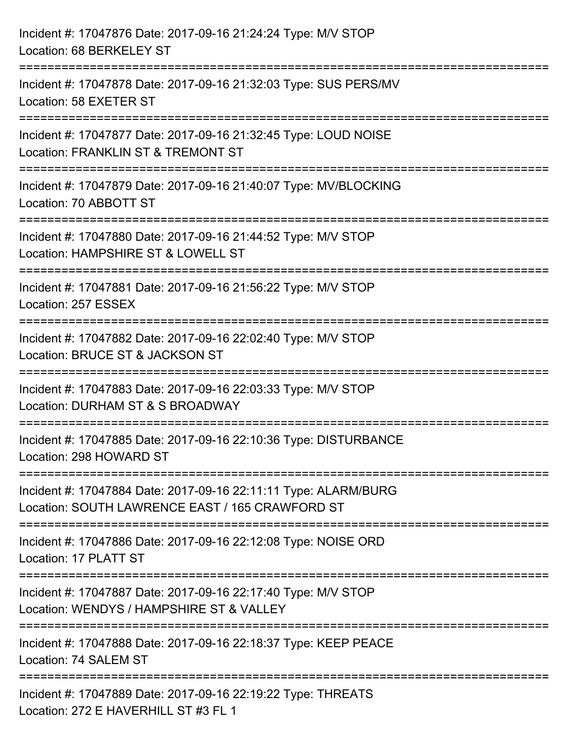Incident #: 17047876 Date: 2017-09-16 21:24:24 Type: M/V STOP
Location: 68 BERKELEY ST

===========================================================================

Incident #: 17047878 Date: 2017-09-16 21:32:03 Type: SUS PERS/MV
Location: 58 EXETER ST

===========================================================================

Incident #: 17047877 Date: 2017-09-16 21:32:45 Type: LOUD NOISE
Location: FRANKLIN ST & TREMONT ST

===========================================================================

Incident #: 17047879 Date: 2017-09-16 21:40:07 Type: MV/BLOCKING
Location: 70 ABBOTT ST

===========================================================================

Incident #: 17047880 Date: 2017-09-16 21:44:52 Type: M/V STOP
Location: HAMPSHIRE ST & LOWELL ST

===========================================================================

Incident #: 17047881 Date: 2017-09-16 21:56:22 Type: M/V STOP
Location: 257 ESSEX

===========================================================================

Incident #: 17047882 Date: 2017-09-16 22:02:40 Type: M/V STOP
Location: BRUCE ST & JACKSON ST

===========================================================================

Incident #: 17047883 Date: 2017-09-16 22:03:33 Type: M/V STOP
Location: DURHAM ST & S BROADWAY

===========================================================================

Incident #: 17047885 Date: 2017-09-16 22:10:36 Type: DISTURBANCE
Location: 298 HOWARD ST

===========================================================================

Incident #: 17047884 Date: 2017-09-16 22:11:11 Type: ALARM/BURG
Location: SOUTH LAWRENCE EAST / 165 CRAWFORD ST

===========================================================================

Incident #: 17047886 Date: 2017-09-16 22:12:08 Type: NOISE ORD
Location: 17 PLATT ST

===========================================================================

Incident #: 17047887 Date: 2017-09-16 22:17:40 Type: M/V STOP
Location: WENDYS / HAMPSHIRE ST & VALLEY

===========================================================================

Incident #: 17047888 Date: 2017-09-16 22:18:37 Type: KEEP PEACE
Location: 74 SALEM ST

===========================================================================

Incident #: 17047889 Date: 2017-09-16 22:19:22 Type: THREATS
Location: 272 E HAVERHILL ST #3 FL 1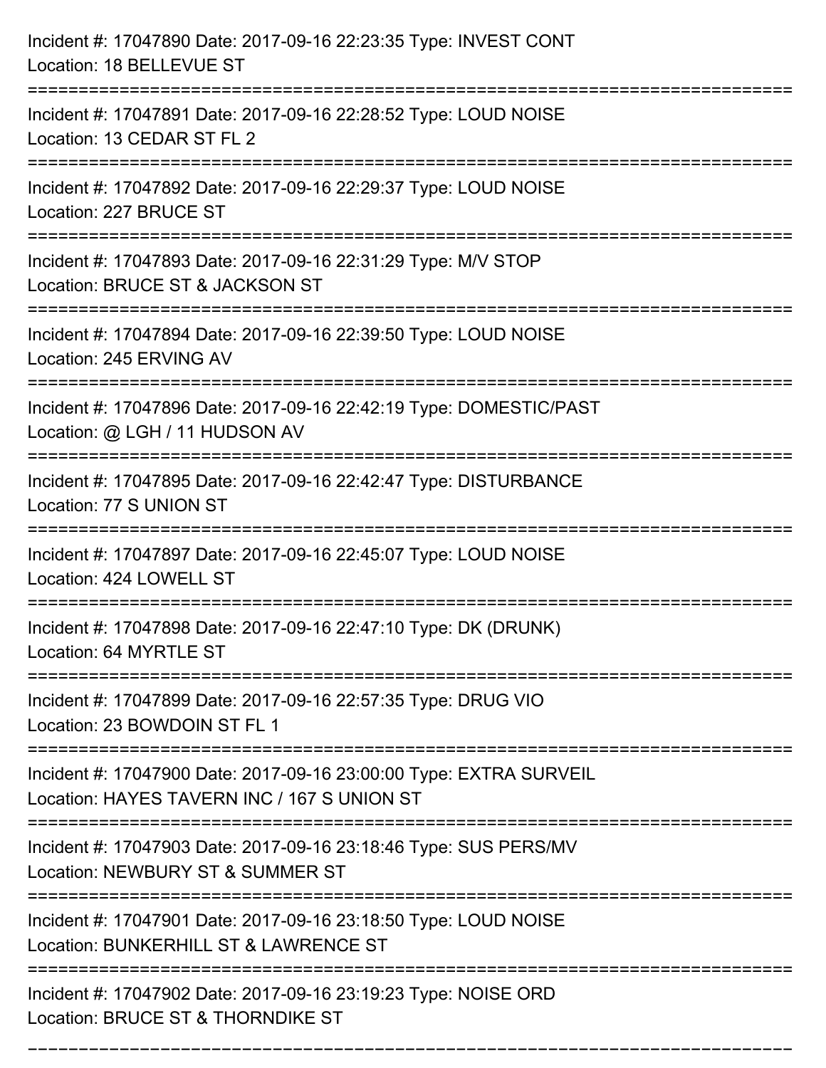Incident #: 17047890 Date: 2017-09-16 22:23:35 Type: INVEST CONT
Location: 18 BELLEVUE ST

===========================================================================

Incident #: 17047891 Date: 2017-09-16 22:28:52 Type: LOUD NOISE
Location: 13 CEDAR ST FL 2

===========================================================================

Incident #: 17047892 Date: 2017-09-16 22:29:37 Type: LOUD NOISE
Location: 227 BRUCE ST

===========================================================================

Incident #: 17047893 Date: 2017-09-16 22:31:29 Type: M/V STOP
Location: BRUCE ST & JACKSON ST

===========================================================================

Incident #: 17047894 Date: 2017-09-16 22:39:50 Type: LOUD NOISE
Location: 245 ERVING AV

===========================================================================

Incident #: 17047896 Date: 2017-09-16 22:42:19 Type: DOMESTIC/PAST
Location: @ LGH / 11 HUDSON AV

===========================================================================

Incident #: 17047895 Date: 2017-09-16 22:42:47 Type: DISTURBANCE
Location: 77 S UNION ST

===========================================================================

Incident #: 17047897 Date: 2017-09-16 22:45:07 Type: LOUD NOISE
Location: 424 LOWELL ST

===========================================================================

Incident #: 17047898 Date: 2017-09-16 22:47:10 Type: DK (DRUNK)
Location: 64 MYRTLE ST

===========================================================================

Incident #: 17047899 Date: 2017-09-16 22:57:35 Type: DRUG VIO
Location: 23 BOWDOIN ST FL 1

===========================================================================

Incident #: 17047900 Date: 2017-09-16 23:00:00 Type: EXTRA SURVEIL
Location: HAYES TAVERN INC / 167 S UNION ST

===========================================================================

Incident #: 17047903 Date: 2017-09-16 23:18:46 Type: SUS PERS/MV
Location: NEWBURY ST & SUMMER ST

===========================================================================

Incident #: 17047901 Date: 2017-09-16 23:18:50 Type: LOUD NOISE
Location: BUNKERHILL ST & LAWRENCE ST

===========================================================================

Incident #: 17047902 Date: 2017-09-16 23:19:23 Type: NOISE ORD
Location: BRUCE ST & THORNDIKE ST

===========================================================================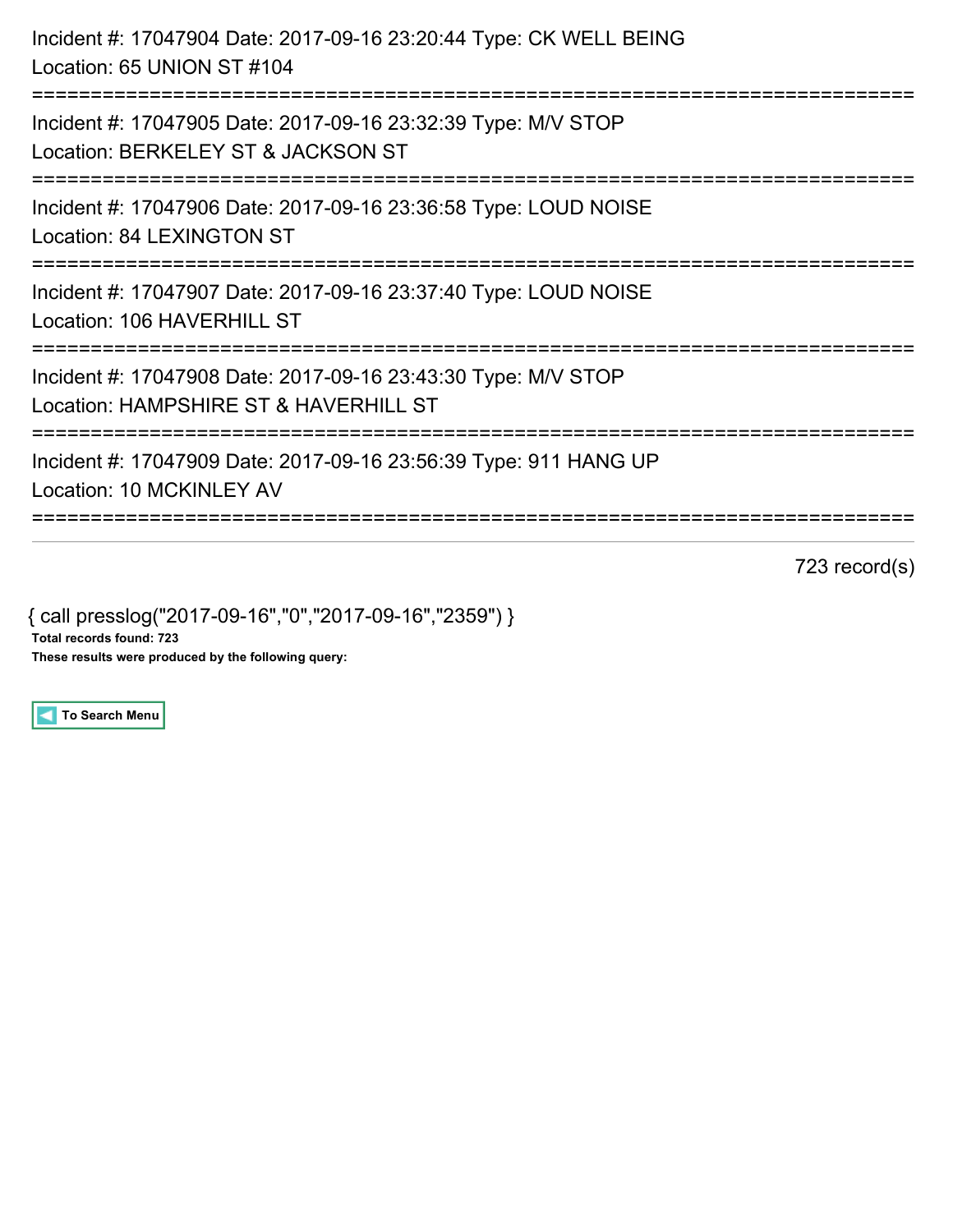Incident #: 17047904 Date: 2017-09-16 23:20:44 Type: CK WELL BEING
Location: 65 UNION ST #104

===========================================================================

Incident #: 17047905 Date: 2017-09-16 23:32:39 Type: M/V STOP
Location: BERKELEY ST & JACKSON ST

===========================================================================

Incident #: 17047906 Date: 2017-09-16 23:36:58 Type: LOUD NOISE
Location: 84 LEXINGTON ST

===========================================================================

Incident #: 17047907 Date: 2017-09-16 23:37:40 Type: LOUD NOISE
Location: 106 HAVERHILL ST

===========================================================================

Incident #: 17047908 Date: 2017-09-16 23:43:30 Type: M/V STOP
Location: HAMPSHIRE ST & HAVERHILL ST

===========================================================================

Incident #: 17047909 Date: 2017-09-16 23:56:39 Type: 911 HANG UP
Location: 10 MCKINLEY AV

===========================================================================

723 record(s)

{ call presslog("2017-09-16","0","2017-09-16","2359") }

**Total records found: 723**

**These results were produced by the following query:**

**To Search Menu**